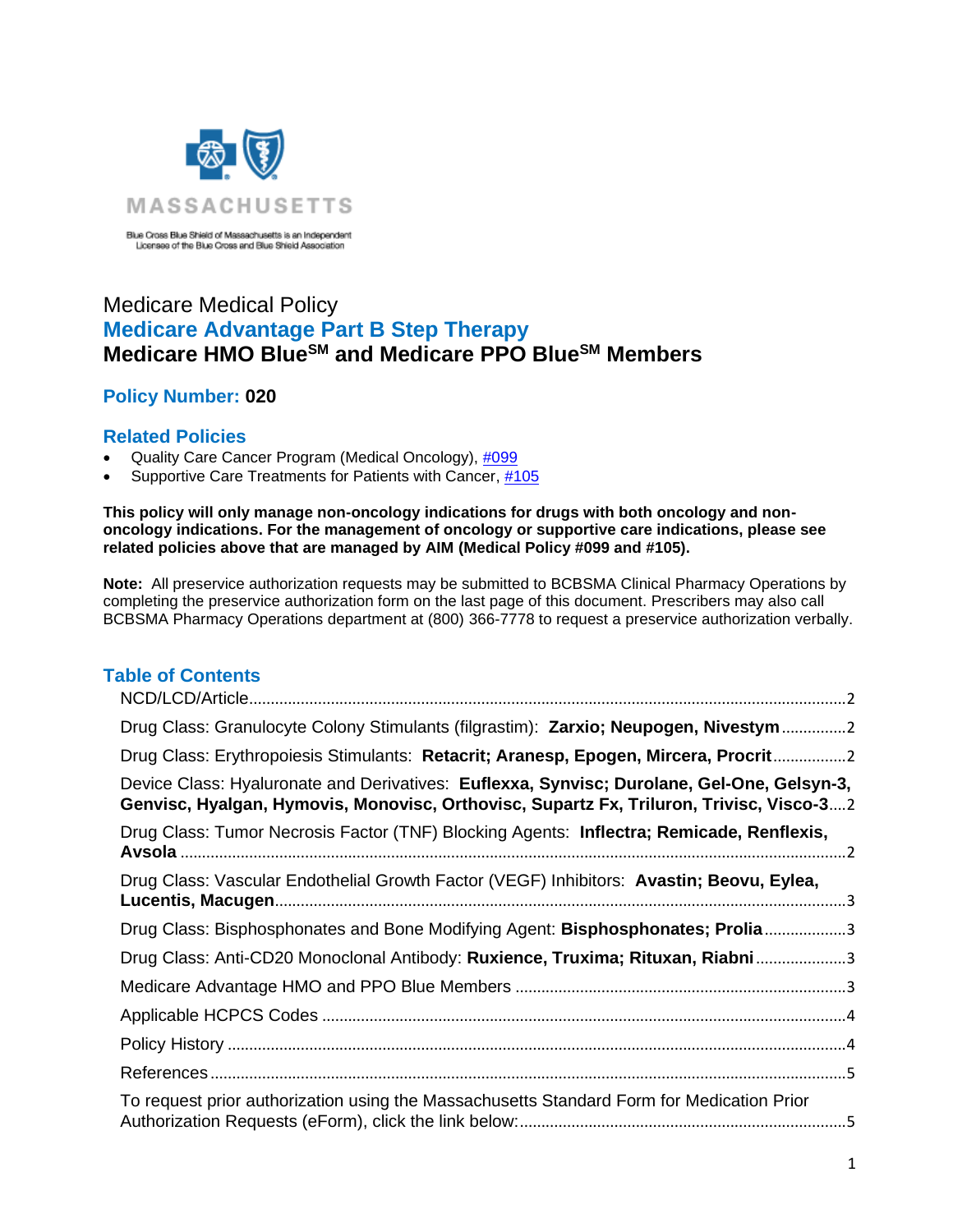MASSACHUSETTS

Blue Cross Blue Shield of Massachusetts is an Independent Licensee of the Blue Cross and Blue Shield Association

# Medicare Medical Policy

## Medicare Advantage Part B Step Therapy

## Medicare HMO Blue[SM] and Medicare PPO Blue[SM] Members

### Policy Number: 020

### Related Policies

- Quality Care Cancer Program (Medical Oncology), #099
- Supportive Care Treatments for Patients with Cancer, #105

**This policy will only manage non-oncology indications for drugs with both oncology and non-oncology indications. For the management of oncology or supportive care indications, please see related policies above that are managed by AIM (Medical Policy #099 and #105).**

**Note:** All preservice authorization requests may be submitted to BCBSMA Clinical Pharmacy Operations by completing the preservice authorization form on the last page of this document. Prescribers may also call BCBSMA Pharmacy Operations department at (800) 366-7778 to request a preservice authorization verbally.

### Table of Contents

- NCD/LCD/Article ... 2
- Drug Class: Granulocyte Colony Stimulants (filgrastim): **Zarxio; Neupogen, Nivestym** ... 2
- Drug Class: Erythropoiesis Stimulants: **Retacrit; Aranesp, Epogen, Mircera, Procrit** ... 2
- Device Class: Hyaluronate and Derivatives: **Euflexxa, Synvisc; Durolane, Gel-One, Gelsyn-3, Genvisc, Hyalgan, Hymovis, Monovisc, Orthovisc, Supartz Fx, Triluron, Trivisc, Visco-3** ... 2
- Drug Class: Tumor Necrosis Factor (TNF) Blocking Agents: **Inflectra; Remicade, Renflexis, Avsola** ... 2
- Drug Class: Vascular Endothelial Growth Factor (VEGF) Inhibitors: **Avastin; Beovu, Eylea, Lucentis, Macugen** ... 3
- Drug Class: Bisphosphonates and Bone Modifying Agent: **Bisphosphonates; Prolia** ... 3
- Drug Class: Anti-CD20 Monoclonal Antibody: **Ruxience, Truxima; Rituxan, Riabni** ... 3
- Medicare Advantage HMO and PPO Blue Members ... 3
- Applicable HCPCS Codes ... 4
- Policy History ... 4
- References ... 5
- To request prior authorization using the Massachusetts Standard Form for Medication Prior Authorization Requests (eForm), click the link below: ... 5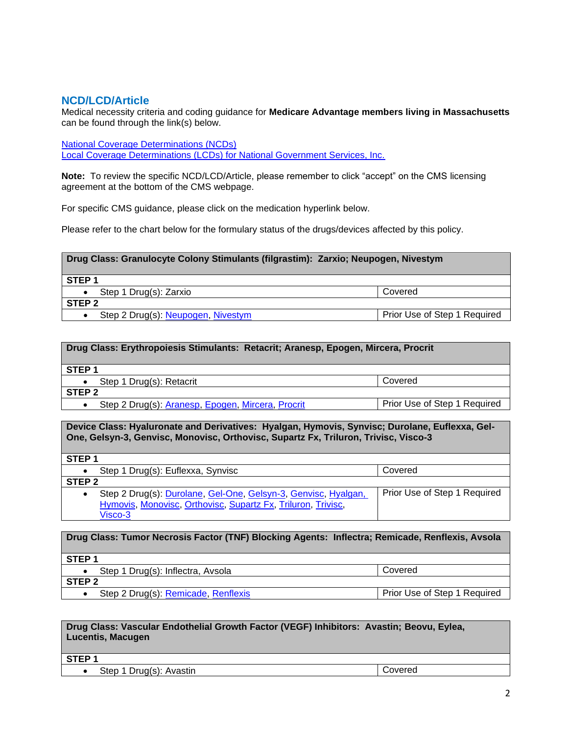## NCD/LCD/Article

Medical necessity criteria and coding guidance for **Medicare Advantage members living in Massachusetts** can be found through the link(s) below.

[National Coverage Determinations (NCDs)](#)
[Local Coverage Determinations (LCDs) for National Government Services, Inc.](#)

**Note:** To review the specific NCD/LCD/Article, please remember to click "accept" on the CMS licensing agreement at the bottom of the CMS webpage.

For specific CMS guidance, please click on the medication hyperlink below.

Please refer to the chart below for the formulary status of the drugs/devices affected by this policy.

| **Drug Class: Granulocyte Colony Stimulants (filgrastim): Zarxio; Neupogen, Nivestym** | |
|---|---|
| **STEP 1** | |
| • Step 1 Drug(s): Zarxio | Covered |
| **STEP 2** | |
| • Step 2 Drug(s): Neupogen, Nivestym | Prior Use of Step 1 Required |

| **Drug Class: Erythropoiesis Stimulants: Retacrit; Aranesp, Epogen, Mircera, Procrit** | |
|---|---|
| **STEP 1** | |
| • Step 1 Drug(s): Retacrit | Covered |
| **STEP 2** | |
| • Step 2 Drug(s): Aranesp, Epogen, Mircera, Procrit | Prior Use of Step 1 Required |

| **Device Class: Hyaluronate and Derivatives: Hyalgan, Hymovis, Synvisc; Durolane, Euflexxa, Gel-One, Gelsyn-3, Genvisc, Monovisc, Orthovisc, Supartz Fx, Triluron, Trivisc, Visco-3** | |
|---|---|
| **STEP 1** | |
| • Step 1 Drug(s): Euflexxa, Synvisc | Covered |
| **STEP 2** | |
| • Step 2 Drug(s): Durolane, Gel-One, Gelsyn-3, Genvisc, Hyalgan, Hymovis, Monovisc, Orthovisc, Supartz Fx, Triluron, Trivisc, Visco-3 | Prior Use of Step 1 Required |

| **Drug Class: Tumor Necrosis Factor (TNF) Blocking Agents: Inflectra; Remicade, Renflexis, Avsola** | |
|---|---|
| **STEP 1** | |
| • Step 1 Drug(s): Inflectra, Avsola | Covered |
| **STEP 2** | |
| • Step 2 Drug(s): Remicade, Renflexis | Prior Use of Step 1 Required |

| **Drug Class: Vascular Endothelial Growth Factor (VEGF) Inhibitors: Avastin; Beovu, Eylea, Lucentis, Macugen** | |
|---|---|
| **STEP 1** | |
| • Step 1 Drug(s): Avastin | Covered |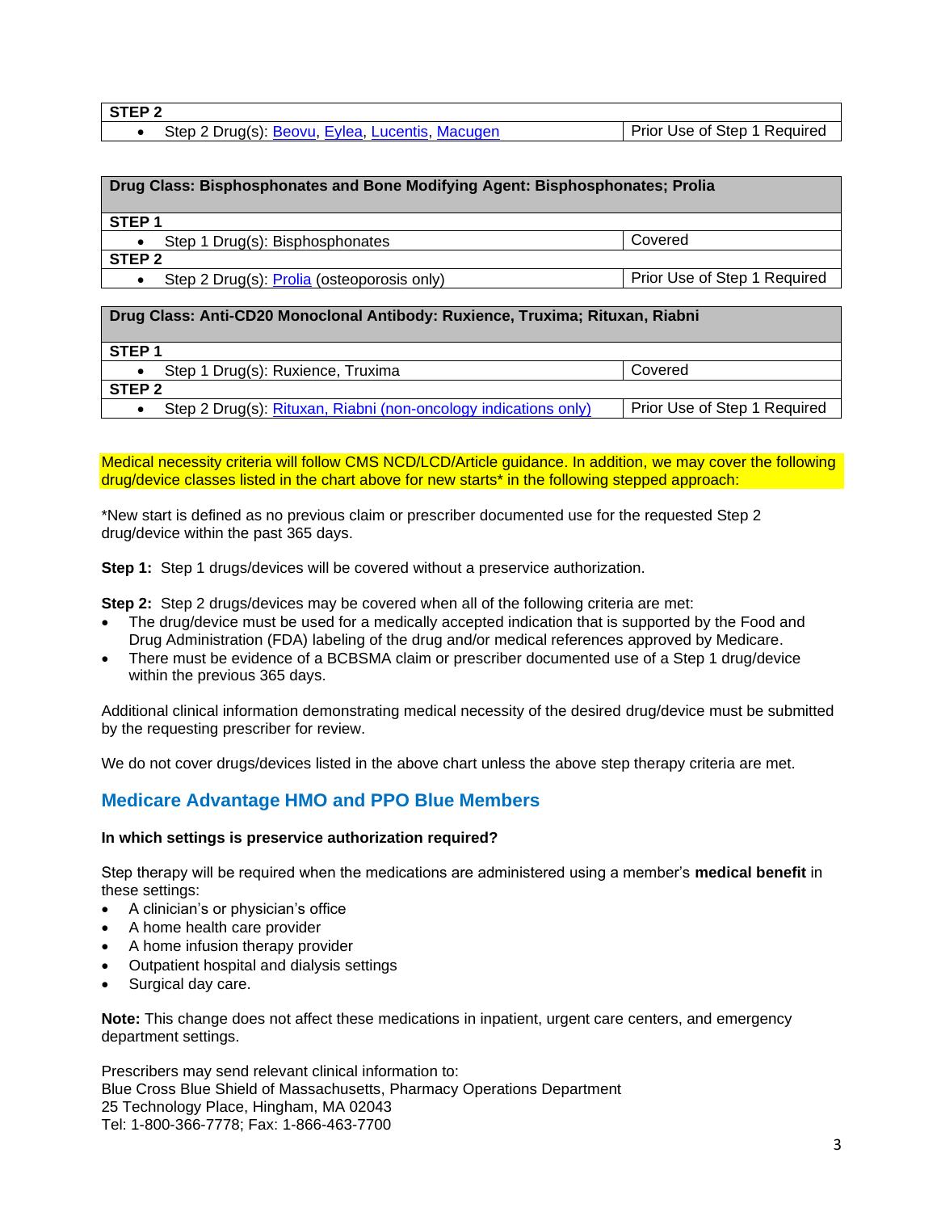| STEP 2 | |
|---|---|
| • Step 2 Drug(s): Beovu, Eylea, Lucentis, Macugen | Prior Use of Step 1 Required |

| Drug Class: Bisphosphonates and Bone Modifying Agent: Bisphosphonates; Prolia | |
|---|---|
| **STEP 1** | |
| • Step 1 Drug(s): Bisphosphonates | Covered |
| **STEP 2** | |
| • Step 2 Drug(s): Prolia (osteoporosis only) | Prior Use of Step 1 Required |

| Drug Class: Anti-CD20 Monoclonal Antibody: Ruxience, Truxima; Rituxan, Riabni | |
|---|---|
| **STEP 1** | |
| • Step 1 Drug(s): Ruxience, Truxima | Covered |
| **STEP 2** | |
| • Step 2 Drug(s): Rituxan, Riabni (non-oncology indications only) | Prior Use of Step 1 Required |

Medical necessity criteria will follow CMS NCD/LCD/Article guidance. In addition, we may cover the following drug/device classes listed in the chart above for new starts* in the following stepped approach:

*New start is defined as no previous claim or prescriber documented use for the requested Step 2 drug/device within the past 365 days.

**Step 1:** Step 1 drugs/devices will be covered without a preservice authorization.

**Step 2:** Step 2 drugs/devices may be covered when all of the following criteria are met:

- The drug/device must be used for a medically accepted indication that is supported by the Food and Drug Administration (FDA) labeling of the drug and/or medical references approved by Medicare.
- There must be evidence of a BCBSMA claim or prescriber documented use of a Step 1 drug/device within the previous 365 days.

Additional clinical information demonstrating medical necessity of the desired drug/device must be submitted by the requesting prescriber for review.

We do not cover drugs/devices listed in the above chart unless the above step therapy criteria are met.

## Medicare Advantage HMO and PPO Blue Members

**In which settings is preservice authorization required?**

Step therapy will be required when the medications are administered using a member's **medical benefit** in these settings:

- A clinician's or physician's office
- A home health care provider
- A home infusion therapy provider
- Outpatient hospital and dialysis settings
- Surgical day care.

**Note:** This change does not affect these medications in inpatient, urgent care centers, and emergency department settings.

Prescribers may send relevant clinical information to:
Blue Cross Blue Shield of Massachusetts, Pharmacy Operations Department
25 Technology Place, Hingham, MA 02043
Tel: 1-800-366-7778; Fax: 1-866-463-7700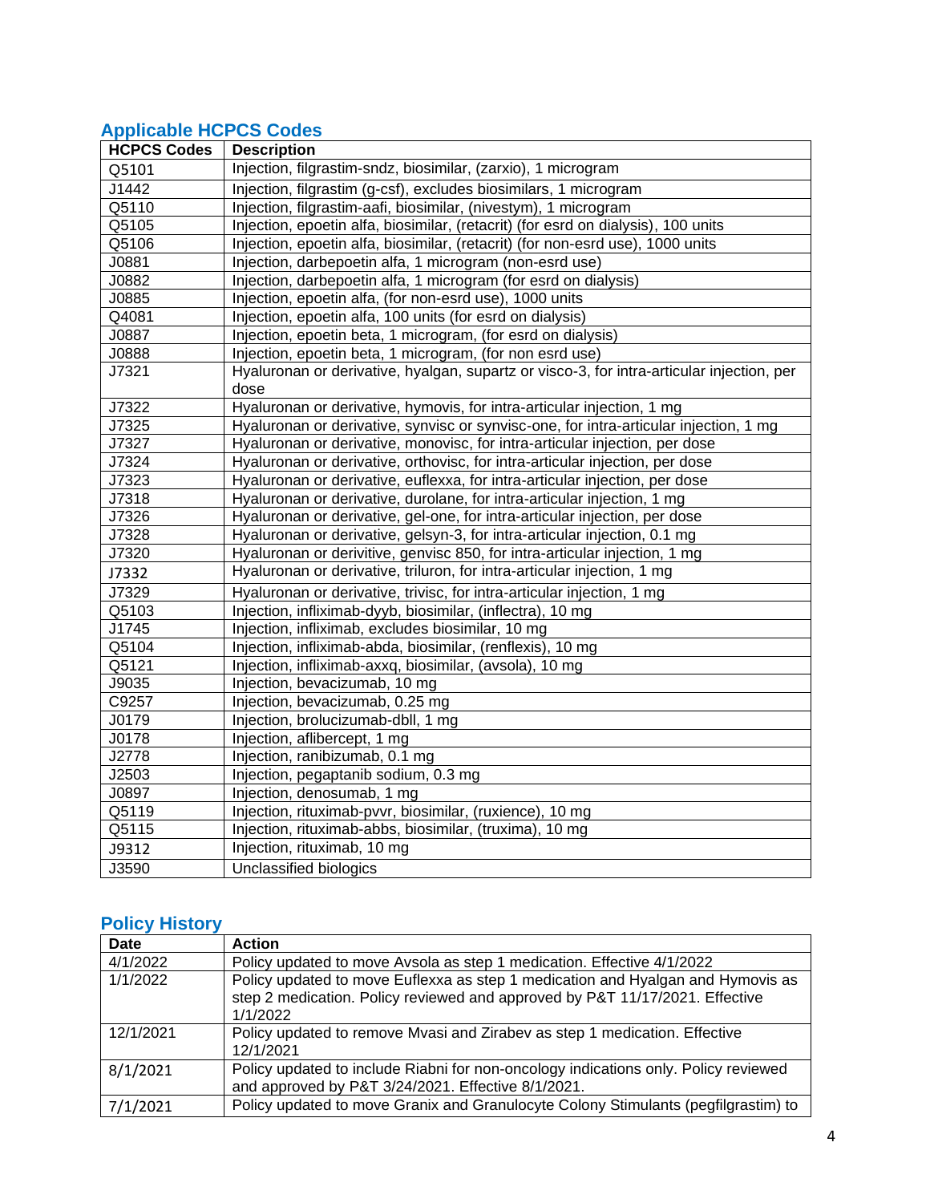## Applicable HCPCS Codes

| HCPCS Codes | Description |
|---|---|
| Q5101 | Injection, filgrastim-sndz, biosimilar, (zarxio), 1 microgram |
| J1442 | Injection, filgrastim (g-csf), excludes biosimilars, 1 microgram |
| Q5110 | Injection, filgrastim-aafi, biosimilar, (nivestym), 1 microgram |
| Q5105 | Injection, epoetin alfa, biosimilar, (retacrit) (for esrd on dialysis), 100 units |
| Q5106 | Injection, epoetin alfa, biosimilar, (retacrit) (for non-esrd use), 1000 units |
| J0881 | Injection, darbepoetin alfa, 1 microgram (non-esrd use) |
| J0882 | Injection, darbepoetin alfa, 1 microgram (for esrd on dialysis) |
| J0885 | Injection, epoetin alfa, (for non-esrd use), 1000 units |
| Q4081 | Injection, epoetin alfa, 100 units (for esrd on dialysis) |
| J0887 | Injection, epoetin beta, 1 microgram, (for esrd on dialysis) |
| J0888 | Injection, epoetin beta, 1 microgram, (for non esrd use) |
| J7321 | Hyaluronan or derivative, hyalgan, supartz or visco-3, for intra-articular injection, per dose |
| J7322 | Hyaluronan or derivative, hymovis, for intra-articular injection, 1 mg |
| J7325 | Hyaluronan or derivative, synvisc or synvisc-one, for intra-articular injection, 1 mg |
| J7327 | Hyaluronan or derivative, monovisc, for intra-articular injection, per dose |
| J7324 | Hyaluronan or derivative, orthovisc, for intra-articular injection, per dose |
| J7323 | Hyaluronan or derivative, euflexxa, for intra-articular injection, per dose |
| J7318 | Hyaluronan or derivative, durolane, for intra-articular injection, 1 mg |
| J7326 | Hyaluronan or derivative, gel-one, for intra-articular injection, per dose |
| J7328 | Hyaluronan or derivative, gelsyn-3, for intra-articular injection, 0.1 mg |
| J7320 | Hyaluronan or derivitive, genvisc 850, for intra-articular injection, 1 mg |
| J7332 | Hyaluronan or derivative, triluron, for intra-articular injection, 1 mg |
| J7329 | Hyaluronan or derivative, trivisc, for intra-articular injection, 1 mg |
| Q5103 | Injection, infliximab-dyyb, biosimilar, (inflectra), 10 mg |
| J1745 | Injection, infliximab, excludes biosimilar, 10 mg |
| Q5104 | Injection, infliximab-abda, biosimilar, (renflexis), 10 mg |
| Q5121 | Injection, infliximab-axxq, biosimilar, (avsola), 10 mg |
| J9035 | Injection, bevacizumab, 10 mg |
| C9257 | Injection, bevacizumab, 0.25 mg |
| J0179 | Injection, brolucizumab-dbll, 1 mg |
| J0178 | Injection, aflibercept, 1 mg |
| J2778 | Injection, ranibizumab, 0.1 mg |
| J2503 | Injection, pegaptanib sodium, 0.3 mg |
| J0897 | Injection, denosumab, 1 mg |
| Q5119 | Injection, rituximab-pvvr, biosimilar, (ruxience), 10 mg |
| Q5115 | Injection, rituximab-abbs, biosimilar, (truxima), 10 mg |
| J9312 | Injection, rituximab, 10 mg |
| J3590 | Unclassified biologics |

## Policy History

| Date | Action |
|---|---|
| 4/1/2022 | Policy updated to move Avsola as step 1 medication. Effective 4/1/2022 |
| 1/1/2022 | Policy updated to move Euflexxa as step 1 medication and Hyalgan and Hymovis as step 2 medication. Policy reviewed and approved by P&T 11/17/2021. Effective 1/1/2022 |
| 12/1/2021 | Policy updated to remove Mvasi and Zirabev as step 1 medication. Effective 12/1/2021 |
| 8/1/2021 | Policy updated to include Riabni for non-oncology indications only. Policy reviewed and approved by P&T 3/24/2021. Effective 8/1/2021. |
| 7/1/2021 | Policy updated to move Granix and Granulocyte Colony Stimulants (pegfilgrastim) to |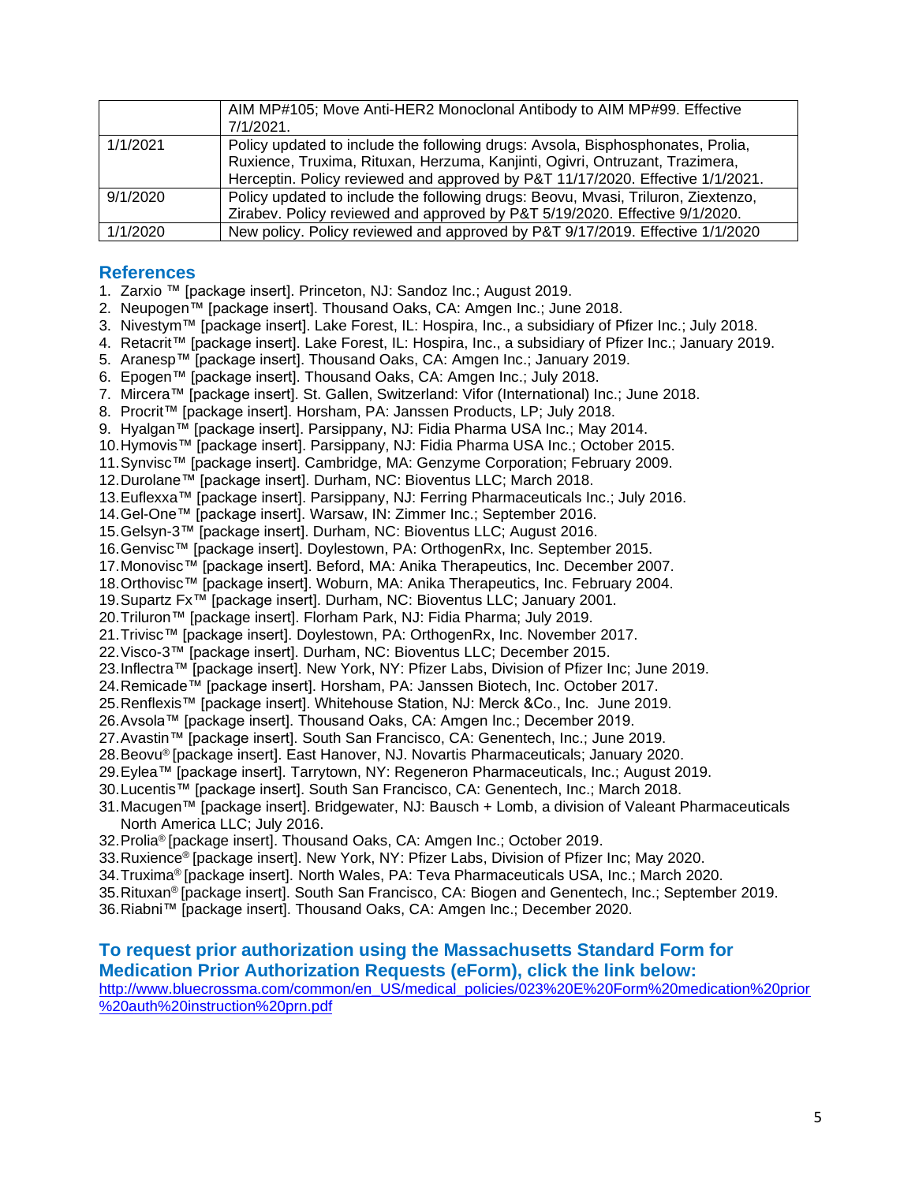| | |
|---|---|
| | AIM MP#105; Move Anti-HER2 Monoclonal Antibody to AIM MP#99. Effective 7/1/2021. |
| 1/1/2021 | Policy updated to include the following drugs: Avsola, Bisphosphonates, Prolia, Ruxience, Truxima, Rituxan, Herzuma, Kanjinti, Ogivri, Ontruzant, Trazimera, Herceptin. Policy reviewed and approved by P&T 11/17/2020. Effective 1/1/2021. |
| 9/1/2020 | Policy updated to include the following drugs: Beovu, Mvasi, Triluron, Ziextenzo, Zirabev. Policy reviewed and approved by P&T 5/19/2020. Effective 9/1/2020. |
| 1/1/2020 | New policy. Policy reviewed and approved by P&T 9/17/2019. Effective 1/1/2020 |

## References

1. Zarxio ™ [package insert]. Princeton, NJ: Sandoz Inc.; August 2019.
2. Neupogen™ [package insert]. Thousand Oaks, CA: Amgen Inc.; June 2018.
3. Nivestym™ [package insert]. Lake Forest, IL: Hospira, Inc., a subsidiary of Pfizer Inc.; July 2018.
4. Retacrit™ [package insert]. Lake Forest, IL: Hospira, Inc., a subsidiary of Pfizer Inc.; January 2019.
5. Aranesp™ [package insert]. Thousand Oaks, CA: Amgen Inc.; January 2019.
6. Epogen™ [package insert]. Thousand Oaks, CA: Amgen Inc.; July 2018.
7. Mircera™ [package insert]. St. Gallen, Switzerland: Vifor (International) Inc.; June 2018.
8. Procrit™ [package insert]. Horsham, PA: Janssen Products, LP; July 2018.
9. Hyalgan™ [package insert]. Parsippany, NJ: Fidia Pharma USA Inc.; May 2014.
10. Hymovis™ [package insert]. Parsippany, NJ: Fidia Pharma USA Inc.; October 2015.
11. Synvisc™ [package insert]. Cambridge, MA: Genzyme Corporation; February 2009.
12. Durolane™ [package insert]. Durham, NC: Bioventus LLC; March 2018.
13. Euflexxa™ [package insert]. Parsippany, NJ: Ferring Pharmaceuticals Inc.; July 2016.
14. Gel-One™ [package insert]. Warsaw, IN: Zimmer Inc.; September 2016.
15. Gelsyn-3™ [package insert]. Durham, NC: Bioventus LLC; August 2016.
16. Genvisc™ [package insert]. Doylestown, PA: OrthogenRx, Inc. September 2015.
17. Monovisc™ [package insert]. Beford, MA: Anika Therapeutics, Inc. December 2007.
18. Orthovisc™ [package insert]. Woburn, MA: Anika Therapeutics, Inc. February 2004.
19. Supartz Fx™ [package insert]. Durham, NC: Bioventus LLC; January 2001.
20. Triluron™ [package insert]. Florham Park, NJ: Fidia Pharma; July 2019.
21. Trivisc™ [package insert]. Doylestown, PA: OrthogenRx, Inc. November 2017.
22. Visco-3™ [package insert]. Durham, NC: Bioventus LLC; December 2015.
23. Inflectra™ [package insert]. New York, NY: Pfizer Labs, Division of Pfizer Inc; June 2019.
24. Remicade™ [package insert]. Horsham, PA: Janssen Biotech, Inc. October 2017.
25. Renflexis™ [package insert]. Whitehouse Station, NJ: Merck &Co., Inc. June 2019.
26. Avsola™ [package insert]. Thousand Oaks, CA: Amgen Inc.; December 2019.
27. Avastin™ [package insert]. South San Francisco, CA: Genentech, Inc.; June 2019.
28. Beovu® [package insert]. East Hanover, NJ. Novartis Pharmaceuticals; January 2020.
29. Eylea™ [package insert]. Tarrytown, NY: Regeneron Pharmaceuticals, Inc.; August 2019.
30. Lucentis™ [package insert]. South San Francisco, CA: Genentech, Inc.; March 2018.
31. Macugen™ [package insert]. Bridgewater, NJ: Bausch + Lomb, a division of Valeant Pharmaceuticals North America LLC; July 2016.
32. Prolia® [package insert]. Thousand Oaks, CA: Amgen Inc.; October 2019.
33. Ruxience® [package insert]. New York, NY: Pfizer Labs, Division of Pfizer Inc; May 2020.
34. Truxima® [package insert]. North Wales, PA: Teva Pharmaceuticals USA, Inc.; March 2020.
35. Rituxan® [package insert]. South San Francisco, CA: Biogen and Genentech, Inc.; September 2019.
36. Riabni™ [package insert]. Thousand Oaks, CA: Amgen Inc.; December 2020.

### To request prior authorization using the Massachusetts Standard Form for Medication Prior Authorization Requests (eForm), click the link below:

http://www.bluecrossma.com/common/en_US/medical_policies/023%20E%20Form%20medication%20prior%20auth%20instruction%20prn.pdf